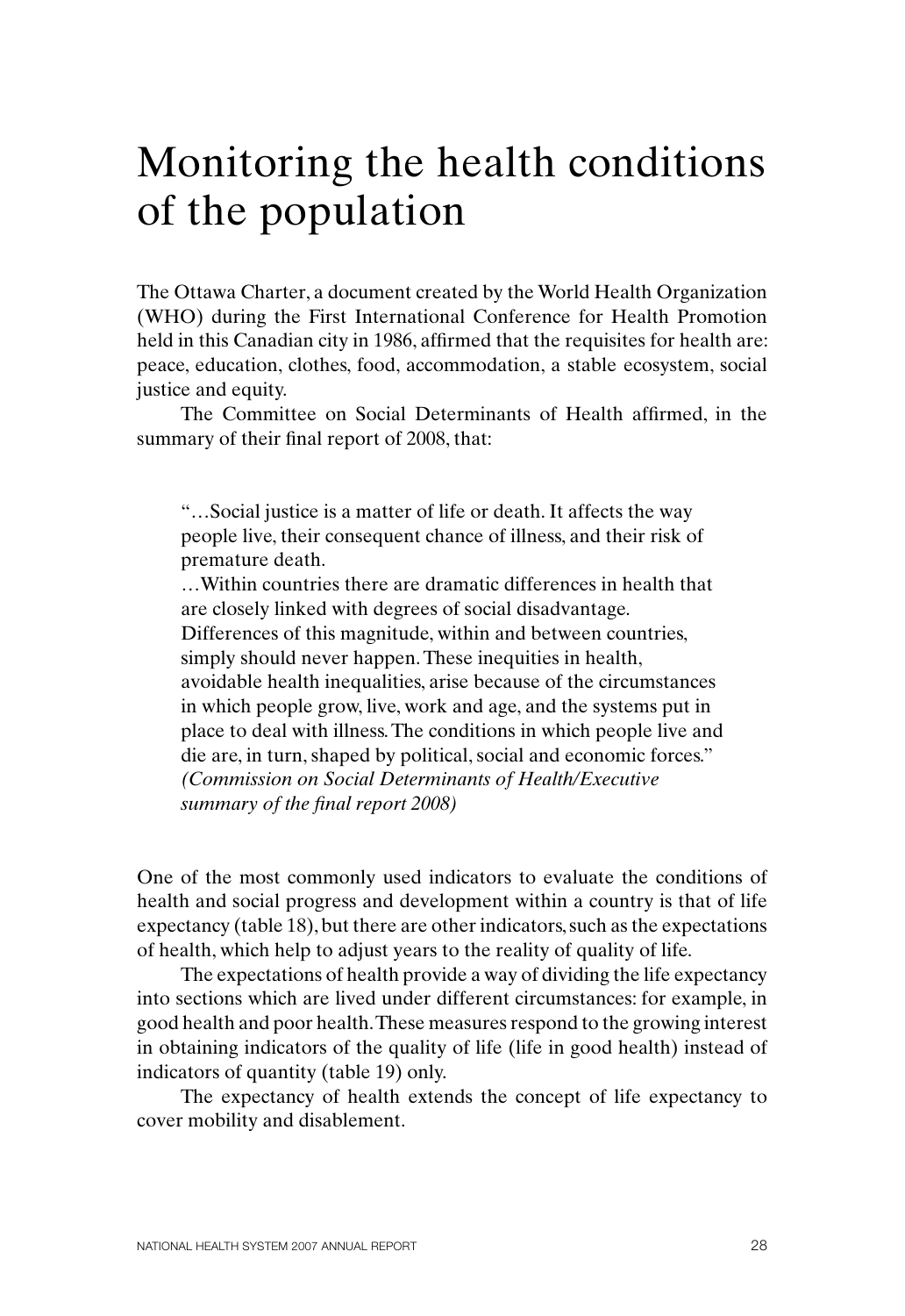# Monitoring the health conditions of the population

The Ottawa Charter, a document created by the World Health Organization (WHO) during the First International Conference for Health Promotion held in this Canadian city in 1986, affirmed that the requisites for health are: peace, education, clothes, food, accommodation, a stable ecosystem, social justice and equity.

The Committee on Social Determinants of Health affirmed, in the summary of their final report of 2008, that:

> "…Social justice is a matter of life or death. It affects the way people live, their consequent chance of illness, and their risk of premature death.
> …Within countries there are dramatic differences in health that are closely linked with degrees of social disadvantage. Differences of this magnitude, within and between countries, simply should never happen. These inequities in health, avoidable health inequalities, arise because of the circumstances in which people grow, live, work and age, and the systems put in place to deal with illness. The conditions in which people live and die are, in turn, shaped by political, social and economic forces."
> *(Commission on Social Determinants of Health/Executive summary of the final report 2008)*

One of the most commonly used indicators to evaluate the conditions of health and social progress and development within a country is that of life expectancy (table 18), but there are other indicators, such as the expectations of health, which help to adjust years to the reality of quality of life.

The expectations of health provide a way of dividing the life expectancy into sections which are lived under different circumstances: for example, in good health and poor health. These measures respond to the growing interest in obtaining indicators of the quality of life (life in good health) instead of indicators of quantity (table 19) only.

The expectancy of health extends the concept of life expectancy to cover mobility and disablement.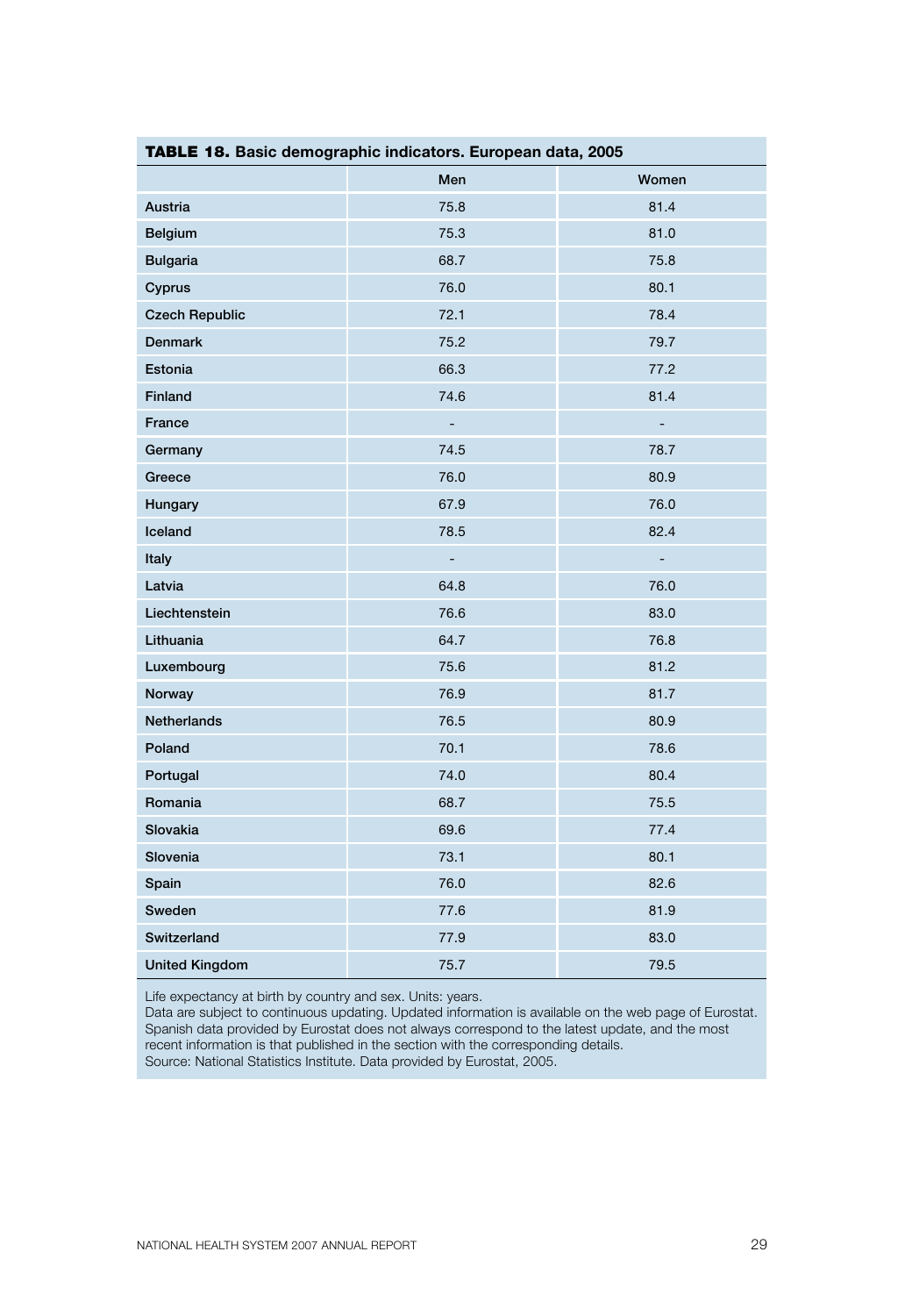**TABLE 18. Basic demographic indicators. European data, 2005**

| | Men | Women |
|---|---|---|
| Austria | 75.8 | 81.4 |
| Belgium | 75.3 | 81.0 |
| Bulgaria | 68.7 | 75.8 |
| Cyprus | 76.0 | 80.1 |
| Czech Republic | 72.1 | 78.4 |
| Denmark | 75.2 | 79.7 |
| Estonia | 66.3 | 77.2 |
| Finland | 74.6 | 81.4 |
| France | - | - |
| Germany | 74.5 | 78.7 |
| Greece | 76.0 | 80.9 |
| Hungary | 67.9 | 76.0 |
| Iceland | 78.5 | 82.4 |
| Italy | - | - |
| Latvia | 64.8 | 76.0 |
| Liechtenstein | 76.6 | 83.0 |
| Lithuania | 64.7 | 76.8 |
| Luxembourg | 75.6 | 81.2 |
| Norway | 76.9 | 81.7 |
| Netherlands | 76.5 | 80.9 |
| Poland | 70.1 | 78.6 |
| Portugal | 74.0 | 80.4 |
| Romania | 68.7 | 75.5 |
| Slovakia | 69.6 | 77.4 |
| Slovenia | 73.1 | 80.1 |
| Spain | 76.0 | 82.6 |
| Sweden | 77.6 | 81.9 |
| Switzerland | 77.9 | 83.0 |
| United Kingdom | 75.7 | 79.5 |

Life expectancy at birth by country and sex. Units: years.
Data are subject to continuous updating. Updated information is available on the web page of Eurostat. Spanish data provided by Eurostat does not always correspond to the latest update, and the most recent information is that published in the section with the corresponding details.
Source: National Statistics Institute. Data provided by Eurostat, 2005.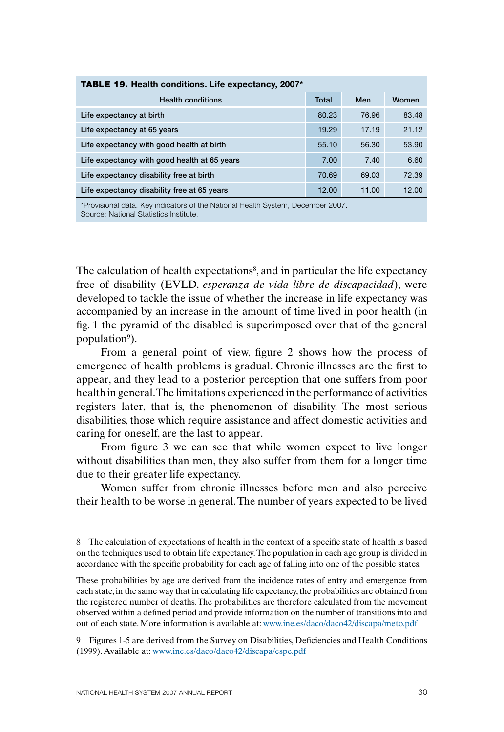**TABLE 19. Health conditions. Life expectancy, 2007***

| Health conditions | Total | Men | Women |
|---|---|---|---|
| Life expectancy at birth | 80.23 | 76.96 | 83.48 |
| Life expectancy at 65 years | 19.29 | 17.19 | 21.12 |
| Life expectancy with good health at birth | 55.10 | 56.30 | 53.90 |
| Life expectancy with good health at 65 years | 7.00 | 7.40 | 6.60 |
| Life expectancy disability free at birth | 70.69 | 69.03 | 72.39 |
| Life expectancy disability free at 65 years | 12.00 | 11.00 | 12.00 |

*Provisional data. Key indicators of the National Health System, December 2007.
Source: National Statistics Institute.

The calculation of health expectations[8], and in particular the life expectancy free of disability (EVLD, *esperanza de vida libre de discapacidad*), were developed to tackle the issue of whether the increase in life expectancy was accompanied by an increase in the amount of time lived in poor health (in fig. 1 the pyramid of the disabled is superimposed over that of the general population[9]).

From a general point of view, figure 2 shows how the process of emergence of health problems is gradual. Chronic illnesses are the first to appear, and they lead to a posterior perception that one suffers from poor health in general. The limitations experienced in the performance of activities registers later, that is, the phenomenon of disability. The most serious disabilities, those which require assistance and affect domestic activities and caring for oneself, are the last to appear.

From figure 3 we can see that while women expect to live longer without disabilities than men, they also suffer from them for a longer time due to their greater life expectancy.

Women suffer from chronic illnesses before men and also perceive their health to be worse in general. The number of years expected to be lived

8 The calculation of expectations of health in the context of a specific state of health is based on the techniques used to obtain life expectancy. The population in each age group is divided in accordance with the specific probability for each age of falling into one of the possible states.

These probabilities by age are derived from the incidence rates of entry and emergence from each state, in the same way that in calculating life expectancy, the probabilities are obtained from the registered number of deaths. The probabilities are therefore calculated from the movement observed within a defined period and provide information on the number of transitions into and out of each state. More information is available at: www.ine.es/daco/daco42/discapa/meto.pdf

9 Figures 1-5 are derived from the Survey on Disabilities, Deficiencies and Health Conditions (1999). Available at: www.ine.es/daco/daco42/discapa/espe.pdf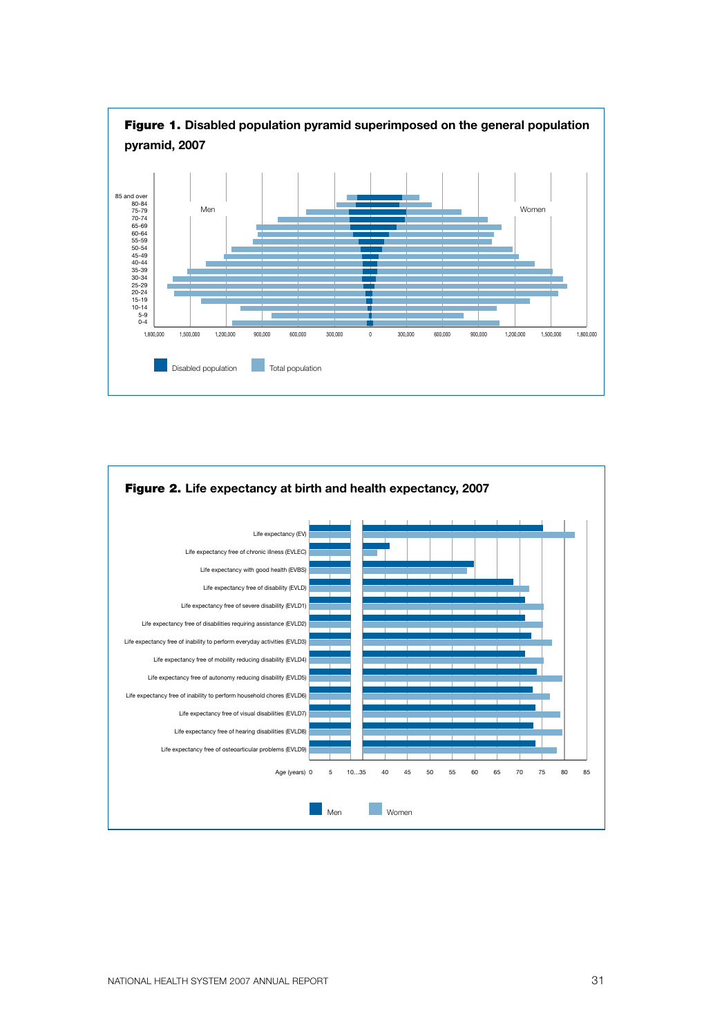**Figure 1.** Disabled population pyramid superimposed on the general population pyramid, 2007

Men | Women

Age groups: 85 and over, 80-84, 75-79, 70-74, 65-69, 60-64, 55-59, 50-54, 45-49, 40-44, 35-39, 30-34, 25-29, 20-24, 15-19, 10-14, 5-9, 0-4

1,800,000 | 1,500,000 | 1,200,000 | 900,000 | 600,000 | 300,000 | 0 | 300,000 | 600,000 | 900,000 | 1,200,000 | 1,500,000 | 1,800,000

Disabled population | Total population

**Figure 2.** Life expectancy at birth and health expectancy, 2007

- Life expectancy (EV)
- Life expectancy free of chronic illness (EVLEC)
- Life expectancy with good health (EVBS)
- Life expectancy free of disability (EVLD)
- Life expectancy free of severe disability (EVLD1)
- Life expectancy free of disabilities requiring assistance (EVLD2)
- Life expectancy free of inability to perform everyday activities (EVLD3)
- Life expectancy free of mobility reducing disability (EVLD4)
- Life expectancy free of autonomy reducing disability (EVLD5)
- Life expectancy free of inability to perform household chores (EVLD6)
- Life expectancy free of visual disabilities (EVLD7)
- Life expectancy free of hearing disabilities (EVLD8)
- Life expectancy free of osteoarticular problems (EVLD9)

Age (years) 0 | 5 | 10...35 | 40 | 45 | 50 | 55 | 60 | 65 | 70 | 75 | 80 | 85

Men | Women

NATIONAL HEALTH SYSTEM 2007 ANNUAL REPORT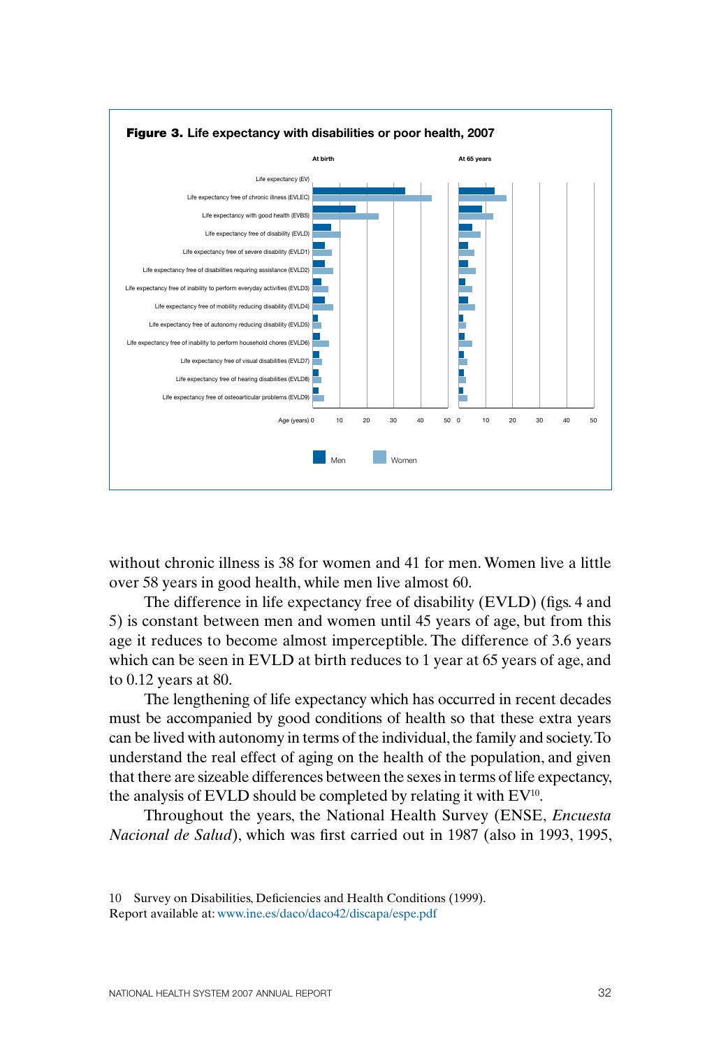**Figure 3.** Life expectancy with disabilities or poor health, 2007

without chronic illness is 38 for women and 41 for men. Women live a little over 58 years in good health, while men live almost 60.

The difference in life expectancy free of disability (EVLD) (figs. 4 and 5) is constant between men and women until 45 years of age, but from this age it reduces to become almost imperceptible. The difference of 3.6 years which can be seen in EVLD at birth reduces to 1 year at 65 years of age, and to 0.12 years at 80.

The lengthening of life expectancy which has occurred in recent decades must be accompanied by good conditions of health so that these extra years can be lived with autonomy in terms of the individual, the family and society. To understand the real effect of aging on the health of the population, and given that there are sizeable differences between the sexes in terms of life expectancy, the analysis of EVLD should be completed by relating it with EV[10].

Throughout the years, the National Health Survey (ENSE, *Encuesta Nacional de Salud*), which was first carried out in 1987 (also in 1993, 1995,

10 Survey on Disabilities, Deficiencies and Health Conditions (1999).
Report available at: www.ine.es/daco/daco42/discapa/espe.pdf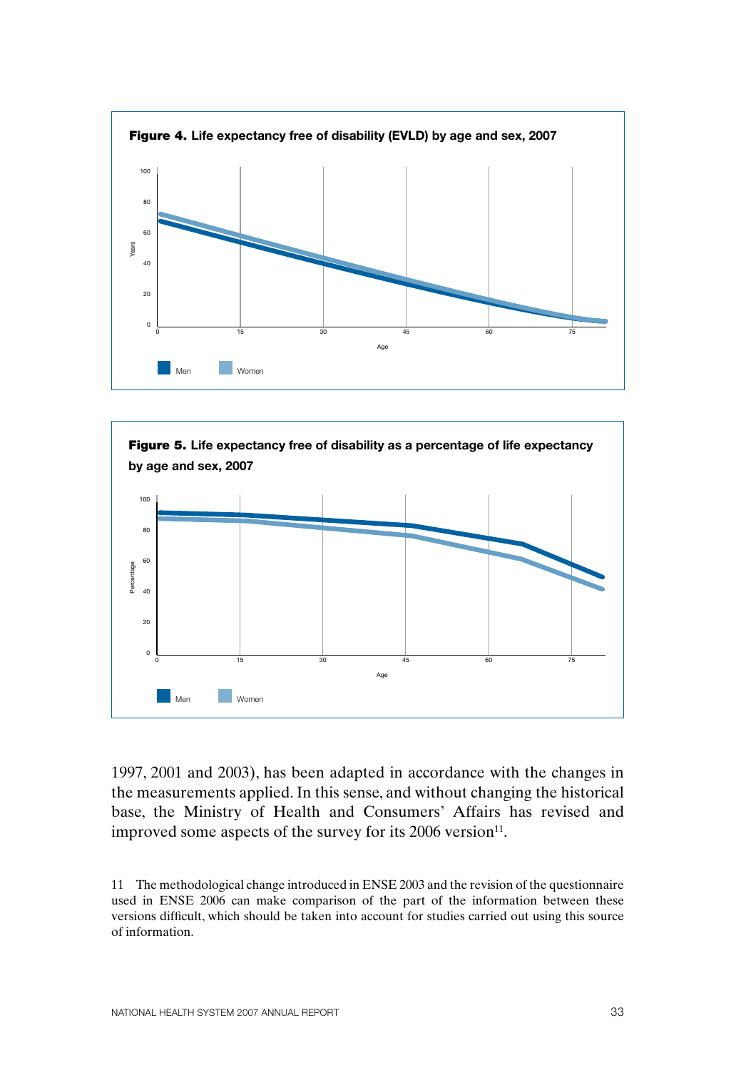**Figure 4.** Life expectancy free of disability (EVLD) by age and sex, 2007

**Figure 5.** Life expectancy free of disability as a percentage of life expectancy by age and sex, 2007

1997, 2001 and 2003), has been adapted in accordance with the changes in the measurements applied. In this sense, and without changing the historical base, the Ministry of Health and Consumers' Affairs has revised and improved some aspects of the survey for its 2006 version[11].

11 The methodological change introduced in ENSE 2003 and the revision of the questionnaire used in ENSE 2006 can make comparison of the part of the information between these versions difficult, which should be taken into account for studies carried out using this source of information.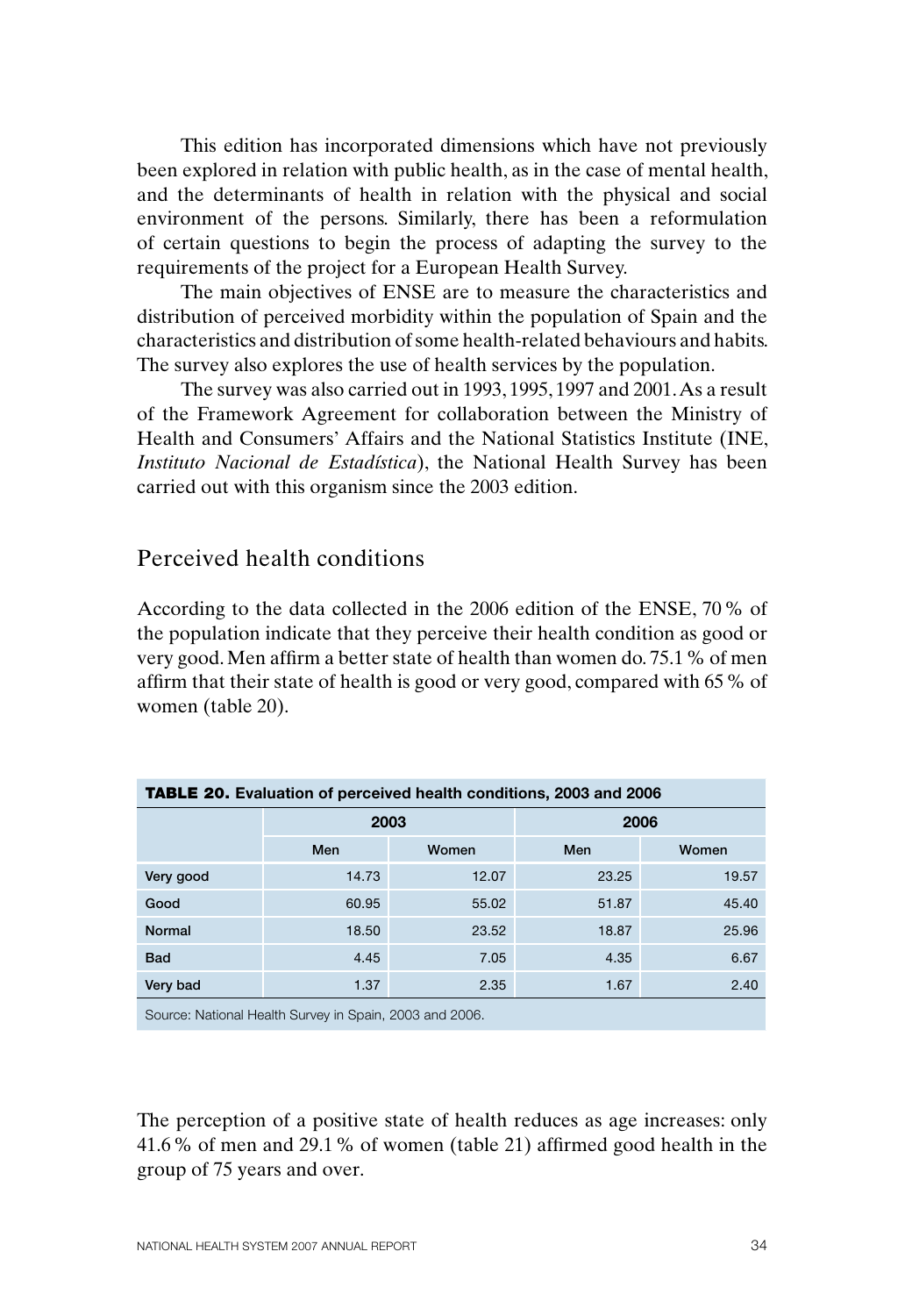This edition has incorporated dimensions which have not previously been explored in relation with public health, as in the case of mental health, and the determinants of health in relation with the physical and social environment of the persons. Similarly, there has been a reformulation of certain questions to begin the process of adapting the survey to the requirements of the project for a European Health Survey.

The main objectives of ENSE are to measure the characteristics and distribution of perceived morbidity within the population of Spain and the characteristics and distribution of some health-related behaviours and habits. The survey also explores the use of health services by the population.

The survey was also carried out in 1993, 1995, 1997 and 2001. As a result of the Framework Agreement for collaboration between the Ministry of Health and Consumers' Affairs and the National Statistics Institute (INE, *Instituto Nacional de Estadística*), the National Health Survey has been carried out with this organism since the 2003 edition.

## Perceived health conditions

According to the data collected in the 2006 edition of the ENSE, 70 % of the population indicate that they perceive their health condition as good or very good. Men affirm a better state of health than women do. 75.1 % of men affirm that their state of health is good or very good, compared with 65 % of women (table 20).

**TABLE 20. Evaluation of perceived health conditions, 2003 and 2006**

| | 2003 | | 2006 | |
|---|---|---|---|---|
| | Men | Women | Men | Women |
| Very good | 14.73 | 12.07 | 23.25 | 19.57 |
| Good | 60.95 | 55.02 | 51.87 | 45.40 |
| Normal | 18.50 | 23.52 | 18.87 | 25.96 |
| Bad | 4.45 | 7.05 | 4.35 | 6.67 |
| Very bad | 1.37 | 2.35 | 1.67 | 2.40 |

Source: National Health Survey in Spain, 2003 and 2006.

The perception of a positive state of health reduces as age increases: only 41.6 % of men and 29.1 % of women (table 21) affirmed good health in the group of 75 years and over.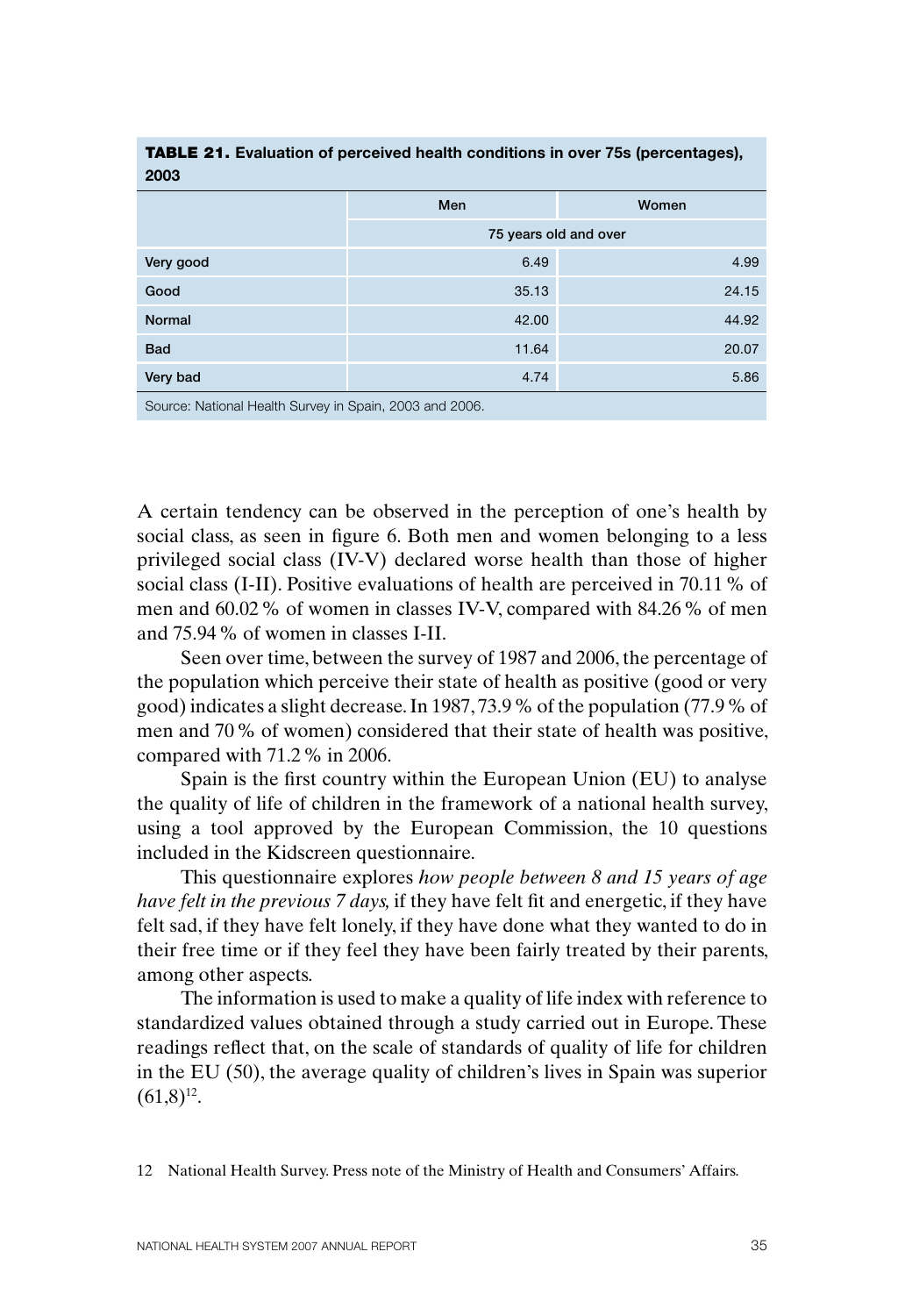**TABLE 21. Evaluation of perceived health conditions in over 75s (percentages), 2003**

| | Men | Women |
|---|---|---|
| | 75 years old and over | |
| Very good | 6.49 | 4.99 |
| Good | 35.13 | 24.15 |
| Normal | 42.00 | 44.92 |
| Bad | 11.64 | 20.07 |
| Very bad | 4.74 | 5.86 |

Source: National Health Survey in Spain, 2003 and 2006.

A certain tendency can be observed in the perception of one's health by social class, as seen in figure 6. Both men and women belonging to a less privileged social class (IV-V) declared worse health than those of higher social class (I-II). Positive evaluations of health are perceived in 70.11 % of men and 60.02 % of women in classes IV-V, compared with 84.26 % of men and 75.94 % of women in classes I-II.

Seen over time, between the survey of 1987 and 2006, the percentage of the population which perceive their state of health as positive (good or very good) indicates a slight decrease. In 1987, 73.9 % of the population (77.9 % of men and 70 % of women) considered that their state of health was positive, compared with 71.2 % in 2006.

Spain is the first country within the European Union (EU) to analyse the quality of life of children in the framework of a national health survey, using a tool approved by the European Commission, the 10 questions included in the Kidscreen questionnaire.

This questionnaire explores *how people between 8 and 15 years of age have felt in the previous 7 days,* if they have felt fit and energetic, if they have felt sad, if they have felt lonely, if they have done what they wanted to do in their free time or if they feel they have been fairly treated by their parents, among other aspects.

The information is used to make a quality of life index with reference to standardized values obtained through a study carried out in Europe. These readings reflect that, on the scale of standards of quality of life for children in the EU (50), the average quality of children's lives in Spain was superior (61,8)[12].

12 National Health Survey. Press note of the Ministry of Health and Consumers' Affairs.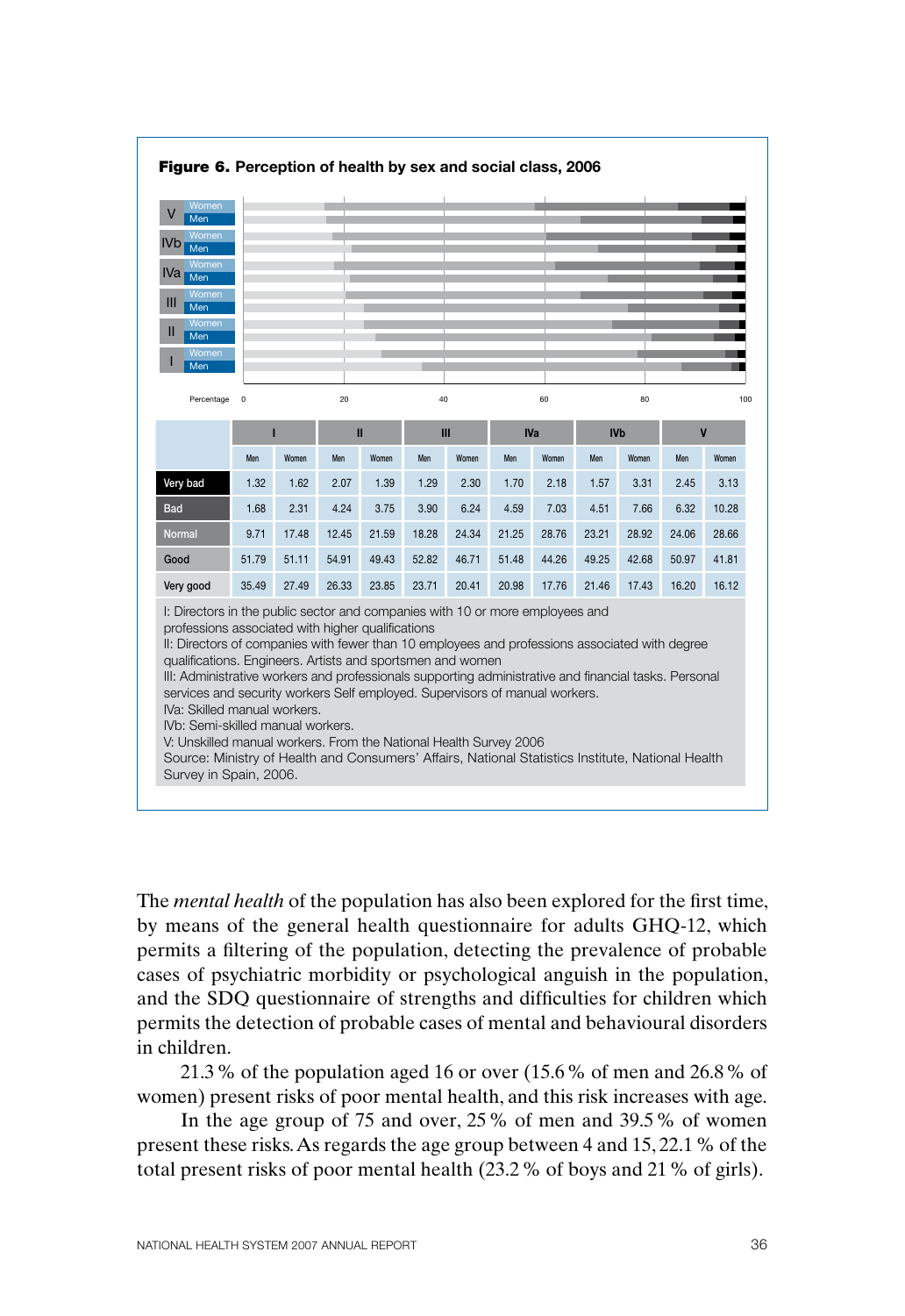**Figure 6.** Perception of health by sex and social class, 2006

|  | I |  | II |  | III |  | IVa |  | IVb |  | V |  |
|---|---|---|---|---|---|---|---|---|---|---|---|---|
|  | Men | Women | Men | Women | Men | Women | Men | Women | Men | Women | Men | Women |
| Very bad | 1.32 | 1.62 | 2.07 | 1.39 | 1.29 | 2.30 | 1.70 | 2.18 | 1.57 | 3.31 | 2.45 | 3.13 |
| Bad | 1.68 | 2.31 | 4.24 | 3.75 | 3.90 | 6.24 | 4.59 | 7.03 | 4.51 | 7.66 | 6.32 | 10.28 |
| Normal | 9.71 | 17.48 | 12.45 | 21.59 | 18.28 | 24.34 | 21.25 | 28.76 | 23.21 | 28.92 | 24.06 | 28.66 |
| Good | 51.79 | 51.11 | 54.91 | 49.43 | 52.82 | 46.71 | 51.48 | 44.26 | 49.25 | 42.68 | 50.97 | 41.81 |
| Very good | 35.49 | 27.49 | 26.33 | 23.85 | 23.71 | 20.41 | 20.98 | 17.76 | 21.46 | 17.43 | 16.20 | 16.12 |

I: Directors in the public sector and companies with 10 or more employees and professions associated with higher qualifications
II: Directors of companies with fewer than 10 employees and professions associated with degree qualifications. Engineers. Artists and sportsmen and women
III: Administrative workers and professionals supporting administrative and financial tasks. Personal services and security workers Self employed. Supervisors of manual workers.
IVa: Skilled manual workers.
IVb: Semi-skilled manual workers.
V: Unskilled manual workers. From the National Health Survey 2006
Source: Ministry of Health and Consumers' Affairs, National Statistics Institute, National Health Survey in Spain, 2006.

The *mental health* of the population has also been explored for the first time, by means of the general health questionnaire for adults GHQ-12, which permits a filtering of the population, detecting the prevalence of probable cases of psychiatric morbidity or psychological anguish in the population, and the SDQ questionnaire of strengths and difficulties for children which permits the detection of probable cases of mental and behavioural disorders in children.

21.3 % of the population aged 16 or over (15.6 % of men and 26.8 % of women) present risks of poor mental health, and this risk increases with age.

In the age group of 75 and over, 25 % of men and 39.5 % of women present these risks. As regards the age group between 4 and 15, 22.1 % of the total present risks of poor mental health (23.2 % of boys and 21 % of girls).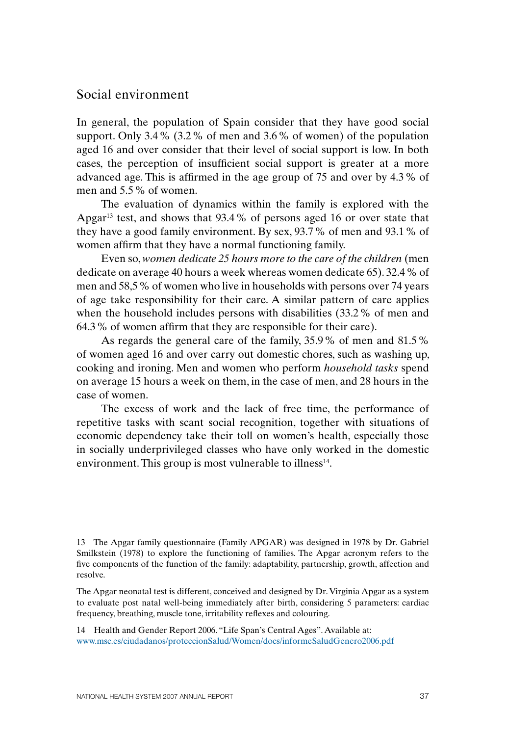## Social environment

In general, the population of Spain consider that they have good social support. Only 3.4 % (3.2 % of men and 3.6 % of women) of the population aged 16 and over consider that their level of social support is low. In both cases, the perception of insufficient social support is greater at a more advanced age. This is affirmed in the age group of 75 and over by 4.3 % of men and 5.5 % of women.

The evaluation of dynamics within the family is explored with the Apgar[13] test, and shows that 93.4 % of persons aged 16 or over state that they have a good family environment. By sex, 93.7 % of men and 93.1 % of women affirm that they have a normal functioning family.

Even so, *women dedicate 25 hours more to the care of the children* (men dedicate on average 40 hours a week whereas women dedicate 65). 32.4 % of men and 58,5 % of women who live in households with persons over 74 years of age take responsibility for their care. A similar pattern of care applies when the household includes persons with disabilities (33.2 % of men and 64.3 % of women affirm that they are responsible for their care).

As regards the general care of the family, 35.9 % of men and 81.5 % of women aged 16 and over carry out domestic chores, such as washing up, cooking and ironing. Men and women who perform *household tasks* spend on average 15 hours a week on them, in the case of men, and 28 hours in the case of women.

The excess of work and the lack of free time, the performance of repetitive tasks with scant social recognition, together with situations of economic dependency take their toll on women's health, especially those in socially underprivileged classes who have only worked in the domestic environment. This group is most vulnerable to illness[14].

13 The Apgar family questionnaire (Family APGAR) was designed in 1978 by Dr. Gabriel Smilkstein (1978) to explore the functioning of families. The Apgar acronym refers to the five components of the function of the family: adaptability, partnership, growth, affection and resolve.

The Apgar neonatal test is different, conceived and designed by Dr. Virginia Apgar as a system to evaluate post natal well-being immediately after birth, considering 5 parameters: cardiac frequency, breathing, muscle tone, irritability reflexes and colouring.

14 Health and Gender Report 2006. "Life Span's Central Ages". Available at: www.msc.es/ciudadanos/proteccionSalud/Women/docs/informeSaludGenero2006.pdf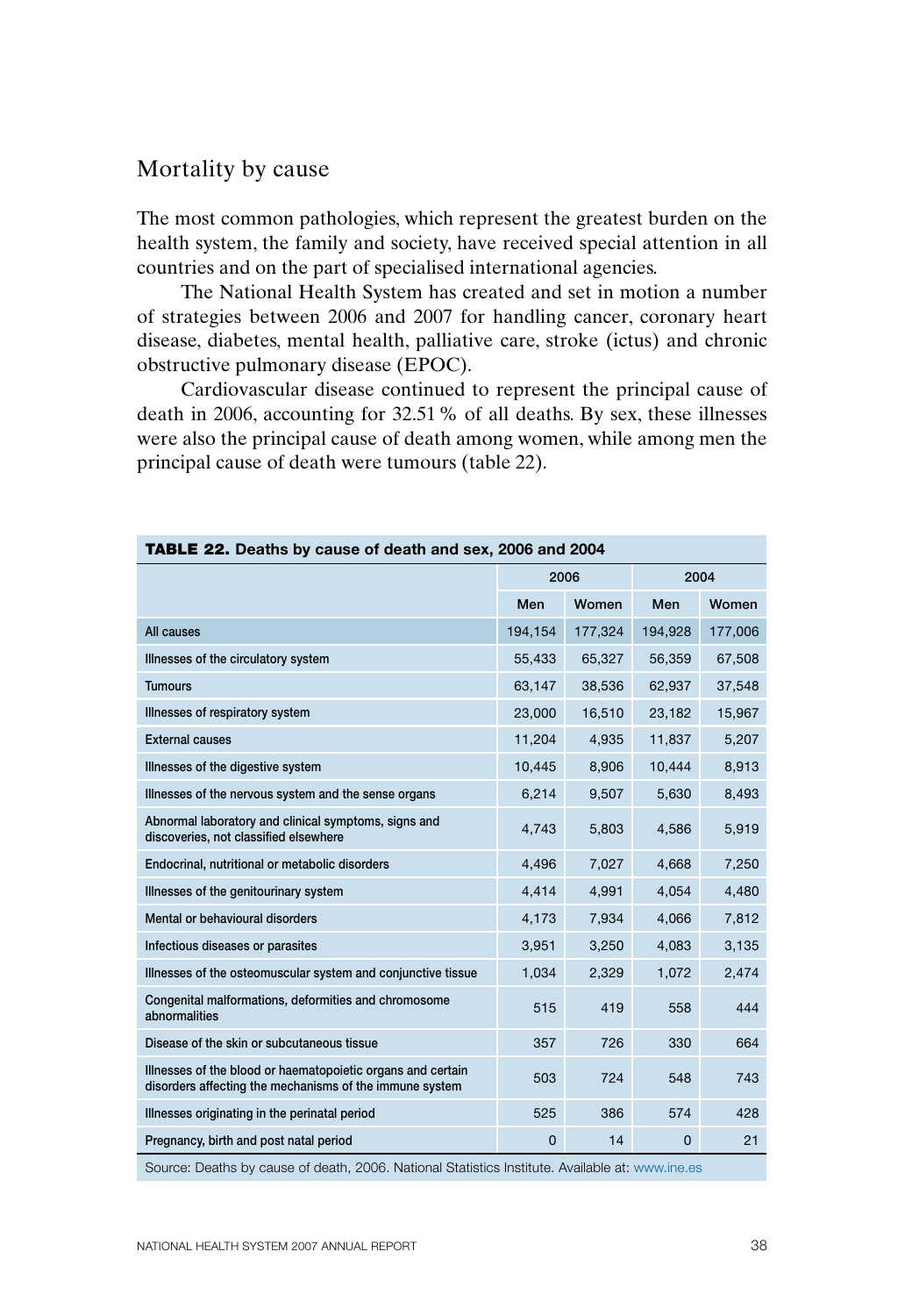## Mortality by cause

The most common pathologies, which represent the greatest burden on the health system, the family and society, have received special attention in all countries and on the part of specialised international agencies.

The National Health System has created and set in motion a number of strategies between 2006 and 2007 for handling cancer, coronary heart disease, diabetes, mental health, palliative care, stroke (ictus) and chronic obstructive pulmonary disease (EPOC).

Cardiovascular disease continued to represent the principal cause of death in 2006, accounting for 32.51 % of all deaths. By sex, these illnesses were also the principal cause of death among women, while among men the principal cause of death were tumours (table 22).

**TABLE 22. Deaths by cause of death and sex, 2006 and 2004**

| | 2006 | | 2004 | |
|---|---|---|---|---|
| | Men | Women | Men | Women |
| All causes | 194,154 | 177,324 | 194,928 | 177,006 |
| Illnesses of the circulatory system | 55,433 | 65,327 | 56,359 | 67,508 |
| Tumours | 63,147 | 38,536 | 62,937 | 37,548 |
| Illnesses of respiratory system | 23,000 | 16,510 | 23,182 | 15,967 |
| External causes | 11,204 | 4,935 | 11,837 | 5,207 |
| Illnesses of the digestive system | 10,445 | 8,906 | 10,444 | 8,913 |
| Illnesses of the nervous system and the sense organs | 6,214 | 9,507 | 5,630 | 8,493 |
| Abnormal laboratory and clinical symptoms, signs and discoveries, not classified elsewhere | 4,743 | 5,803 | 4,586 | 5,919 |
| Endocrinal, nutritional or metabolic disorders | 4,496 | 7,027 | 4,668 | 7,250 |
| Illnesses of the genitourinary system | 4,414 | 4,991 | 4,054 | 4,480 |
| Mental or behavioural disorders | 4,173 | 7,934 | 4,066 | 7,812 |
| Infectious diseases or parasites | 3,951 | 3,250 | 4,083 | 3,135 |
| Illnesses of the osteomuscular system and conjunctive tissue | 1,034 | 2,329 | 1,072 | 2,474 |
| Congenital malformations, deformities and chromosome abnormalities | 515 | 419 | 558 | 444 |
| Disease of the skin or subcutaneous tissue | 357 | 726 | 330 | 664 |
| Illnesses of the blood or haematopoietic organs and certain disorders affecting the mechanisms of the immune system | 503 | 724 | 548 | 743 |
| Illnesses originating in the perinatal period | 525 | 386 | 574 | 428 |
| Pregnancy, birth and post natal period | 0 | 14 | 0 | 21 |

Source: Deaths by cause of death, 2006. National Statistics Institute. Available at: www.ine.es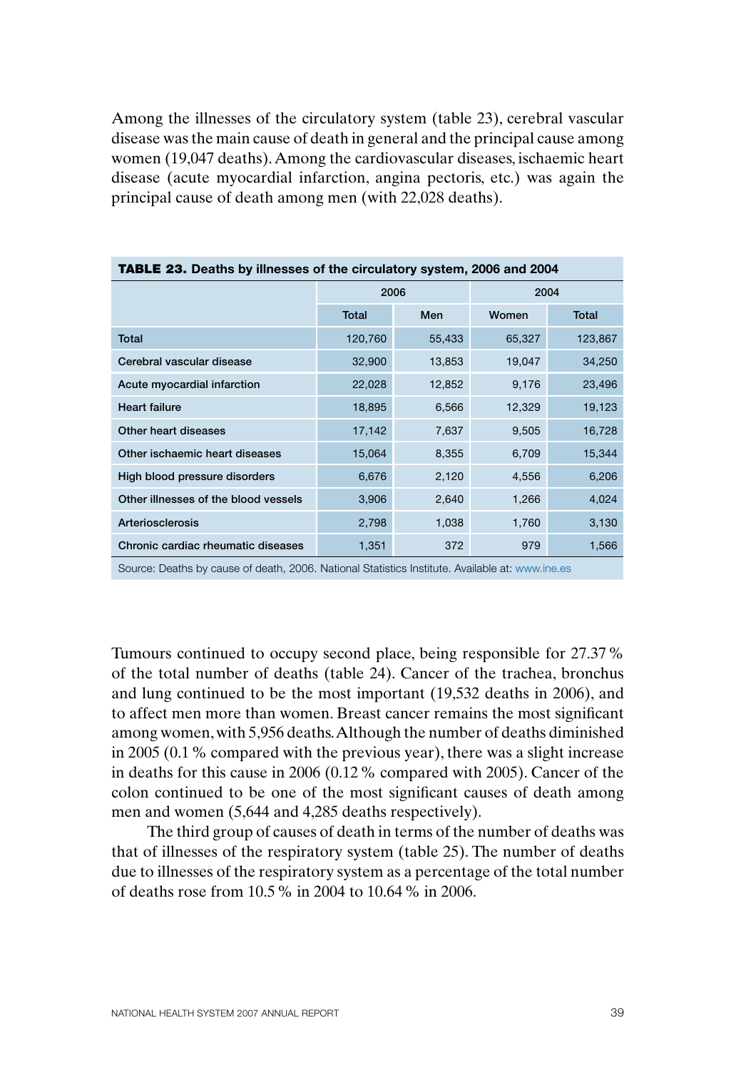Among the illnesses of the circulatory system (table 23), cerebral vascular disease was the main cause of death in general and the principal cause among women (19,047 deaths). Among the cardiovascular diseases, ischaemic heart disease (acute myocardial infarction, angina pectoris, etc.) was again the principal cause of death among men (with 22,028 deaths).

**TABLE 23.** Deaths by illnesses of the circulatory system, 2006 and 2004

| | 2006 | | | 2004 |
|---|---|---|---|---|
| | Total | Men | Women | Total |
| Total | 120,760 | 55,433 | 65,327 | 123,867 |
| Cerebral vascular disease | 32,900 | 13,853 | 19,047 | 34,250 |
| Acute myocardial infarction | 22,028 | 12,852 | 9,176 | 23,496 |
| Heart failure | 18,895 | 6,566 | 12,329 | 19,123 |
| Other heart diseases | 17,142 | 7,637 | 9,505 | 16,728 |
| Other ischaemic heart diseases | 15,064 | 8,355 | 6,709 | 15,344 |
| High blood pressure disorders | 6,676 | 2,120 | 4,556 | 6,206 |
| Other illnesses of the blood vessels | 3,906 | 2,640 | 1,266 | 4,024 |
| Arteriosclerosis | 2,798 | 1,038 | 1,760 | 3,130 |
| Chronic cardiac rheumatic diseases | 1,351 | 372 | 979 | 1,566 |

Source: Deaths by cause of death, 2006. National Statistics Institute. Available at: www.ine.es

Tumours continued to occupy second place, being responsible for 27.37 % of the total number of deaths (table 24). Cancer of the trachea, bronchus and lung continued to be the most important (19,532 deaths in 2006), and to affect men more than women. Breast cancer remains the most significant among women, with 5,956 deaths. Although the number of deaths diminished in 2005 (0.1 % compared with the previous year), there was a slight increase in deaths for this cause in 2006 (0.12 % compared with 2005). Cancer of the colon continued to be one of the most significant causes of death among men and women (5,644 and 4,285 deaths respectively).

The third group of causes of death in terms of the number of deaths was that of illnesses of the respiratory system (table 25). The number of deaths due to illnesses of the respiratory system as a percentage of the total number of deaths rose from 10.5 % in 2004 to 10.64 % in 2006.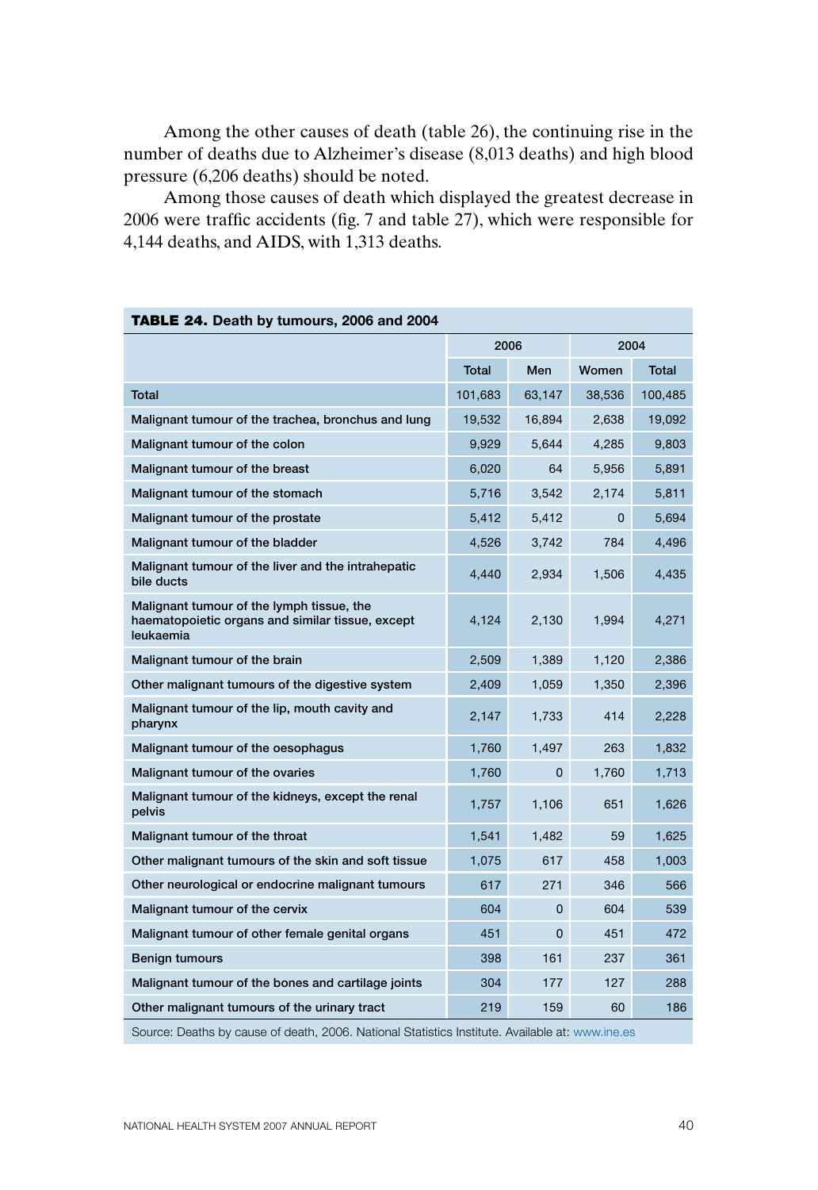Among the other causes of death (table 26), the continuing rise in the number of deaths due to Alzheimer's disease (8,013 deaths) and high blood pressure (6,206 deaths) should be noted.

Among those causes of death which displayed the greatest decrease in 2006 were traffic accidents (fig. 7 and table 27), which were responsible for 4,144 deaths, and AIDS, with 1,313 deaths.

**TABLE 24.** Death by tumours, 2006 and 2004

| | 2006 | | | 2004 |
|---|---|---|---|---|
| | Total | Men | Women | Total |
| Total | 101,683 | 63,147 | 38,536 | 100,485 |
| Malignant tumour of the trachea, bronchus and lung | 19,532 | 16,894 | 2,638 | 19,092 |
| Malignant tumour of the colon | 9,929 | 5,644 | 4,285 | 9,803 |
| Malignant tumour of the breast | 6,020 | 64 | 5,956 | 5,891 |
| Malignant tumour of the stomach | 5,716 | 3,542 | 2,174 | 5,811 |
| Malignant tumour of the prostate | 5,412 | 5,412 | 0 | 5,694 |
| Malignant tumour of the bladder | 4,526 | 3,742 | 784 | 4,496 |
| Malignant tumour of the liver and the intrahepatic bile ducts | 4,440 | 2,934 | 1,506 | 4,435 |
| Malignant tumour of the lymph tissue, the haematopoietic organs and similar tissue, except leukaemia | 4,124 | 2,130 | 1,994 | 4,271 |
| Malignant tumour of the brain | 2,509 | 1,389 | 1,120 | 2,386 |
| Other malignant tumours of the digestive system | 2,409 | 1,059 | 1,350 | 2,396 |
| Malignant tumour of the lip, mouth cavity and pharynx | 2,147 | 1,733 | 414 | 2,228 |
| Malignant tumour of the oesophagus | 1,760 | 1,497 | 263 | 1,832 |
| Malignant tumour of the ovaries | 1,760 | 0 | 1,760 | 1,713 |
| Malignant tumour of the kidneys, except the renal pelvis | 1,757 | 1,106 | 651 | 1,626 |
| Malignant tumour of the throat | 1,541 | 1,482 | 59 | 1,625 |
| Other malignant tumours of the skin and soft tissue | 1,075 | 617 | 458 | 1,003 |
| Other neurological or endocrine malignant tumours | 617 | 271 | 346 | 566 |
| Malignant tumour of the cervix | 604 | 0 | 604 | 539 |
| Malignant tumour of other female genital organs | 451 | 0 | 451 | 472 |
| Benign tumours | 398 | 161 | 237 | 361 |
| Malignant tumour of the bones and cartilage joints | 304 | 177 | 127 | 288 |
| Other malignant tumours of the urinary tract | 219 | 159 | 60 | 186 |

Source: Deaths by cause of death, 2006. National Statistics Institute. Available at: www.ine.es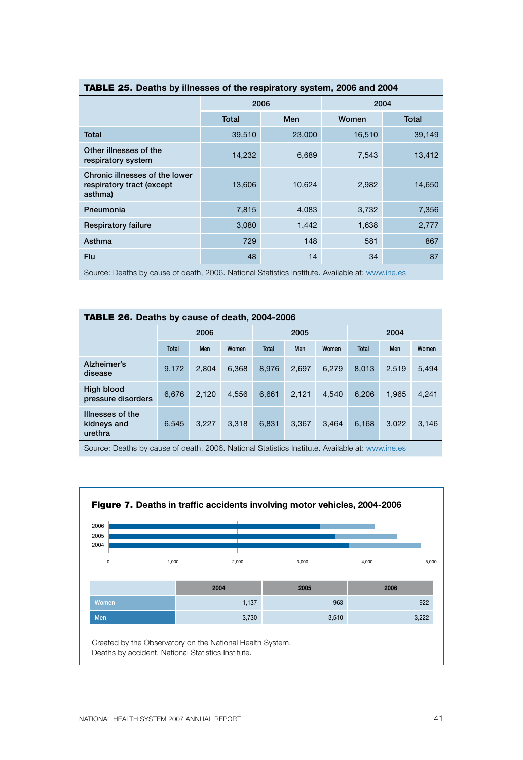**TABLE 25.** Deaths by illnesses of the respiratory system, 2006 and 2004

| | 2006 | | | 2004 |
|---|---|---|---|---|
| | Total | Men | Women | Total |
| Total | 39,510 | 23,000 | 16,510 | 39,149 |
| Other illnesses of the respiratory system | 14,232 | 6,689 | 7,543 | 13,412 |
| Chronic illnesses of the lower respiratory tract (except asthma) | 13,606 | 10,624 | 2,982 | 14,650 |
| Pneumonia | 7,815 | 4,083 | 3,732 | 7,356 |
| Respiratory failure | 3,080 | 1,442 | 1,638 | 2,777 |
| Asthma | 729 | 148 | 581 | 867 |
| Flu | 48 | 14 | 34 | 87 |

Source: Deaths by cause of death, 2006. National Statistics Institute. Available at: www.ine.es

**TABLE 26.** Deaths by cause of death, 2004-2006

| | 2006 | | | 2005 | | | 2004 | | |
|---|---|---|---|---|---|---|---|---|---|
| | Total | Men | Women | Total | Men | Women | Total | Men | Women |
| Alzheimer's disease | 9,172 | 2,804 | 6,368 | 8,976 | 2,697 | 6,279 | 8,013 | 2,519 | 5,494 |
| High blood pressure disorders | 6,676 | 2,120 | 4,556 | 6,661 | 2,121 | 4,540 | 6,206 | 1,965 | 4,241 |
| Illnesses of the kidneys and urethra | 6,545 | 3,227 | 3,318 | 6,831 | 3,367 | 3,464 | 6,168 | 3,022 | 3,146 |

Source: Deaths by cause of death, 2006. National Statistics Institute. Available at: www.ine.es

**Figure 7.** Deaths in traffic accidents involving motor vehicles, 2004-2006

| | 2004 | 2005 | 2006 |
|---|---|---|---|
| Women | 1,137 | 963 | 922 |
| Men | 3,730 | 3,510 | 3,222 |

Created by the Observatory on the National Health System.
Deaths by accident. National Statistics Institute.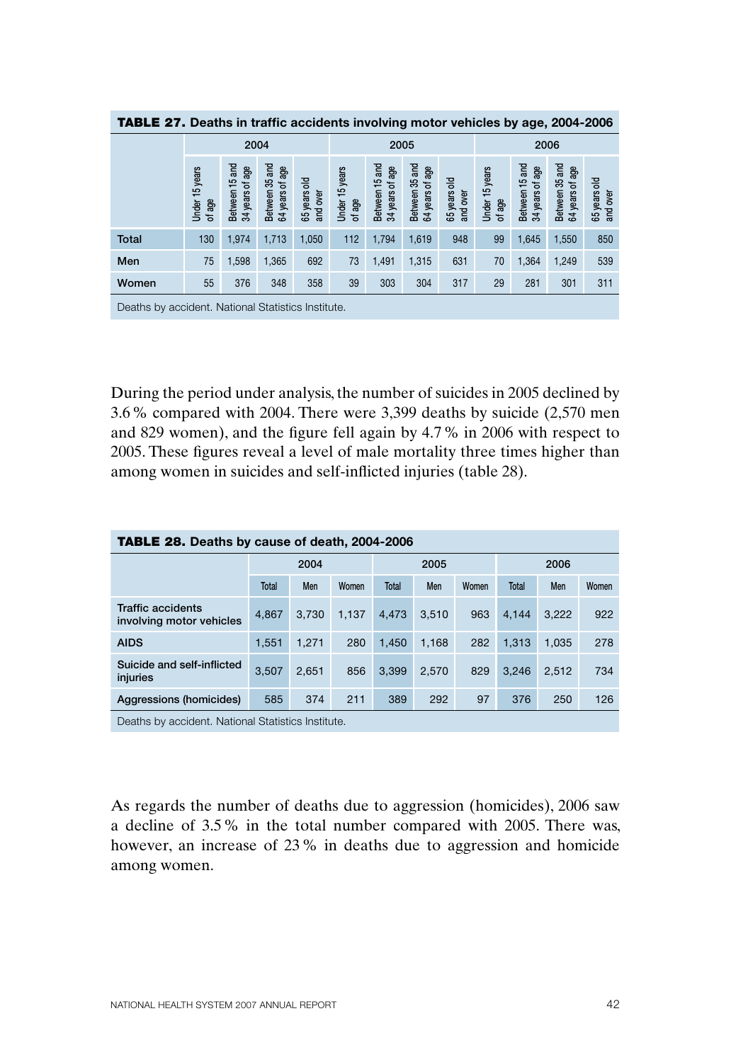**TABLE 27. Deaths in traffic accidents involving motor vehicles by age, 2004-2006**

| | 2004 | | | | 2005 | | | | 2006 | | | |
|---|---|---|---|---|---|---|---|---|---|---|---|---|
| | Under 15 years of age | Between 15 and 34 years of age | Between 35 and 64 years of age | 65 years old and over | Under 15 years of age | Between 15 and 34 years of age | Between 35 and 64 years of age | 65 years old and over | Under 15 years of age | Between 15 and 34 years of age | Between 35 and 64 years of age | 65 years old and over |
| **Total** | 130 | 1,974 | 1,713 | 1,050 | 112 | 1,794 | 1,619 | 948 | 99 | 1,645 | 1,550 | 850 |
| **Men** | 75 | 1,598 | 1,365 | 692 | 73 | 1,491 | 1,315 | 631 | 70 | 1,364 | 1,249 | 539 |
| **Women** | 55 | 376 | 348 | 358 | 39 | 303 | 304 | 317 | 29 | 281 | 301 | 311 |

Deaths by accident. National Statistics Institute.

During the period under analysis, the number of suicides in 2005 declined by 3.6 % compared with 2004. There were 3,399 deaths by suicide (2,570 men and 829 women), and the figure fell again by 4.7 % in 2006 with respect to 2005. These figures reveal a level of male mortality three times higher than among women in suicides and self-inflicted injuries (table 28).

**TABLE 28. Deaths by cause of death, 2004-2006**

| | 2004 | | | 2005 | | | 2006 | | |
|---|---|---|---|---|---|---|---|---|---|
| | Total | Men | Women | Total | Men | Women | Total | Men | Women |
| **Traffic accidents involving motor vehicles** | 4,867 | 3,730 | 1,137 | 4,473 | 3,510 | 963 | 4,144 | 3,222 | 922 |
| **AIDS** | 1,551 | 1,271 | 280 | 1,450 | 1,168 | 282 | 1,313 | 1,035 | 278 |
| **Suicide and self-inflicted injuries** | 3,507 | 2,651 | 856 | 3,399 | 2,570 | 829 | 3,246 | 2,512 | 734 |
| **Aggressions (homicides)** | 585 | 374 | 211 | 389 | 292 | 97 | 376 | 250 | 126 |

Deaths by accident. National Statistics Institute.

As regards the number of deaths due to aggression (homicides), 2006 saw a decline of 3.5 % in the total number compared with 2005. There was, however, an increase of 23 % in deaths due to aggression and homicide among women.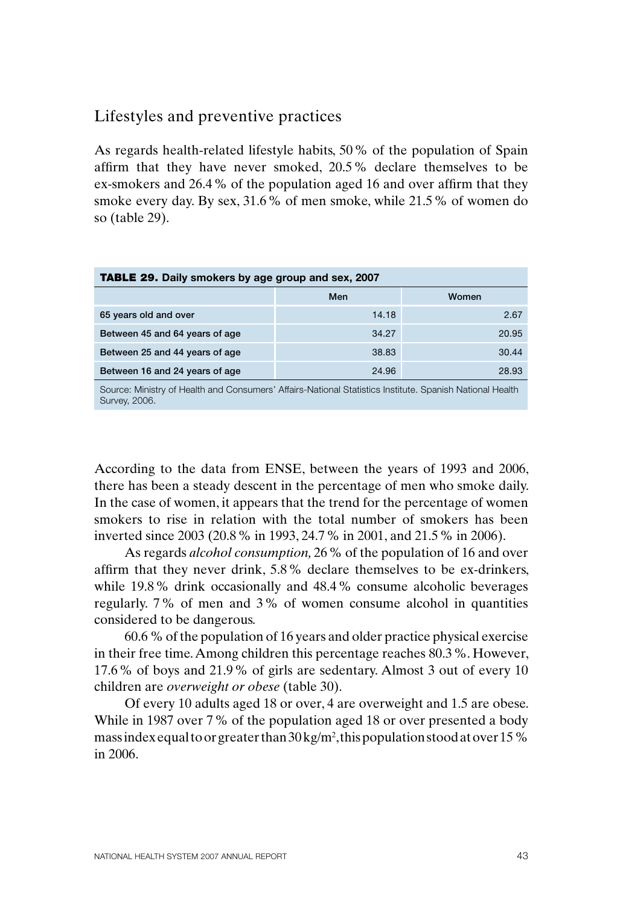## Lifestyles and preventive practices

As regards health-related lifestyle habits, 50 % of the population of Spain affirm that they have never smoked, 20.5 % declare themselves to be ex-smokers and 26.4 % of the population aged 16 and over affirm that they smoke every day. By sex, 31.6 % of men smoke, while 21.5 % of women do so (table 29).

**TABLE 29.** Daily smokers by age group and sex, 2007

| | Men | Women |
|---|---|---|
| 65 years old and over | 14.18 | 2.67 |
| Between 45 and 64 years of age | 34.27 | 20.95 |
| Between 25 and 44 years of age | 38.83 | 30.44 |
| Between 16 and 24 years of age | 24.96 | 28.93 |

Source: Ministry of Health and Consumers' Affairs-National Statistics Institute. Spanish National Health Survey, 2006.

According to the data from ENSE, between the years of 1993 and 2006, there has been a steady descent in the percentage of men who smoke daily. In the case of women, it appears that the trend for the percentage of women smokers to rise in relation with the total number of smokers has been inverted since 2003 (20.8 % in 1993, 24.7 % in 2001, and 21.5 % in 2006).

As regards *alcohol consumption,* 26 % of the population of 16 and over affirm that they never drink, 5.8 % declare themselves to be ex-drinkers, while 19.8 % drink occasionally and 48.4 % consume alcoholic beverages regularly. 7 % of men and 3 % of women consume alcohol in quantities considered to be dangerous.

60.6 % of the population of 16 years and older practice physical exercise in their free time. Among children this percentage reaches 80.3 %. However, 17.6 % of boys and 21.9 % of girls are sedentary. Almost 3 out of every 10 children are *overweight or obese* (table 30).

Of every 10 adults aged 18 or over, 4 are overweight and 1.5 are obese. While in 1987 over 7 % of the population aged 18 or over presented a body mass index equal to or greater than 30 kg/m$^2$, this population stood at over 15 % in 2006.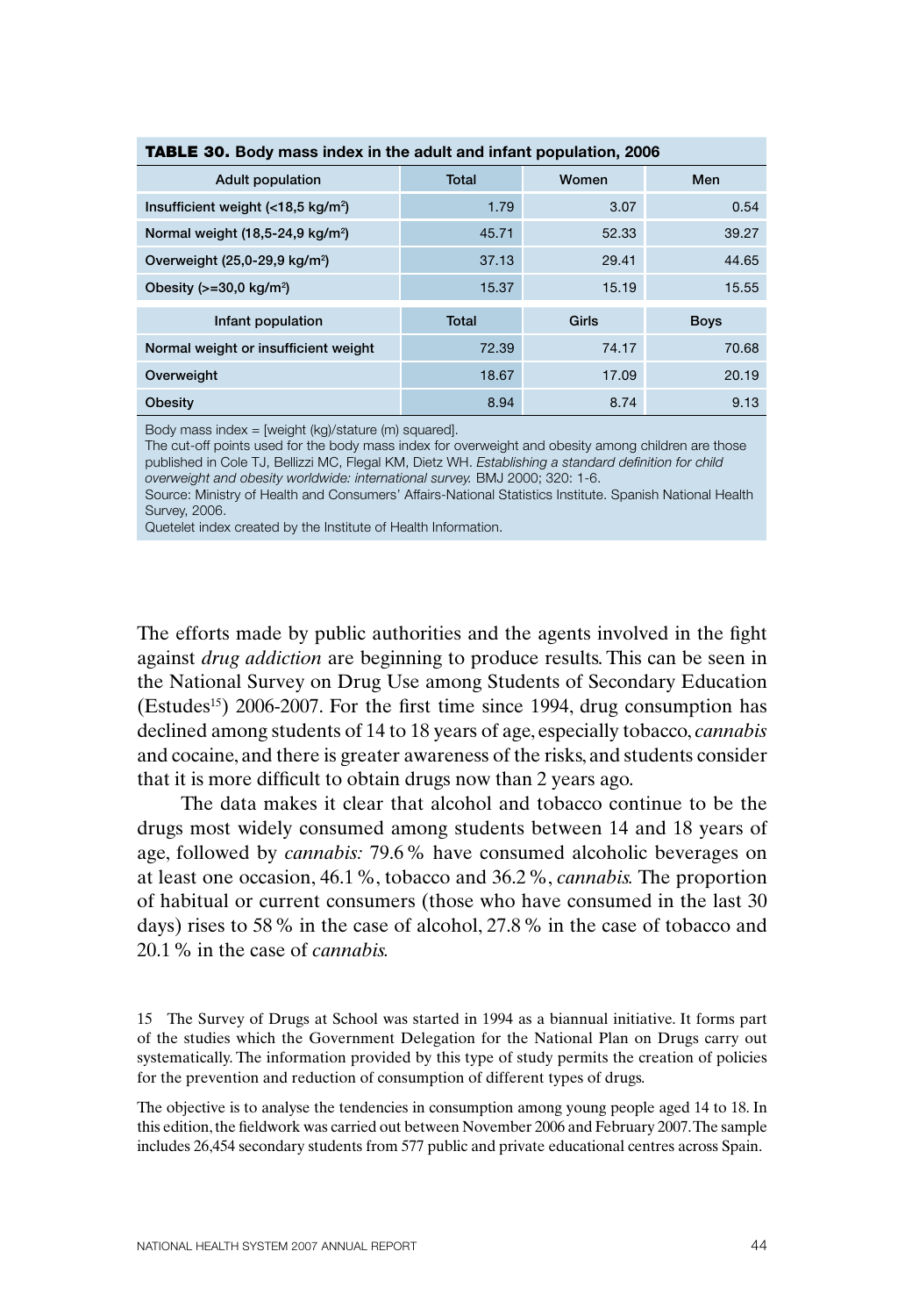**TABLE 30. Body mass index in the adult and infant population, 2006**

| Adult population | Total | Women | Men |
|---|---|---|---|
| Insufficient weight (<18,5 kg/m²) | 1.79 | 3.07 | 0.54 |
| Normal weight (18,5-24,9 kg/m²) | 45.71 | 52.33 | 39.27 |
| Overweight (25,0-29,9 kg/m²) | 37.13 | 29.41 | 44.65 |
| Obesity (>=30,0 kg/m²) | 15.37 | 15.19 | 15.55 |
| **Infant population** | **Total** | **Girls** | **Boys** |
| Normal weight or insufficient weight | 72.39 | 74.17 | 70.68 |
| Overweight | 18.67 | 17.09 | 20.19 |
| Obesity | 8.94 | 8.74 | 9.13 |

Body mass index = [weight (kg)/stature (m) squared].
The cut-off points used for the body mass index for overweight and obesity among children are those published in Cole TJ, Bellizzi MC, Flegal KM, Dietz WH. *Establishing a standard definition for child overweight and obesity worldwide: international survey.* BMJ 2000; 320: 1-6.
Source: Ministry of Health and Consumers' Affairs-National Statistics Institute. Spanish National Health Survey, 2006.
Quetelet index created by the Institute of Health Information.

The efforts made by public authorities and the agents involved in the fight against *drug addiction* are beginning to produce results. This can be seen in the National Survey on Drug Use among Students of Secondary Education (Estudes[15]) 2006-2007. For the first time since 1994, drug consumption has declined among students of 14 to 18 years of age, especially tobacco, *cannabis* and cocaine, and there is greater awareness of the risks, and students consider that it is more difficult to obtain drugs now than 2 years ago.

The data makes it clear that alcohol and tobacco continue to be the drugs most widely consumed among students between 14 and 18 years of age, followed by *cannabis:* 79.6 % have consumed alcoholic beverages on at least one occasion, 46.1 %, tobacco and 36.2 %, *cannabis.* The proportion of habitual or current consumers (those who have consumed in the last 30 days) rises to 58 % in the case of alcohol, 27.8 % in the case of tobacco and 20.1 % in the case of *cannabis.*

15 The Survey of Drugs at School was started in 1994 as a biannual initiative. It forms part of the studies which the Government Delegation for the National Plan on Drugs carry out systematically. The information provided by this type of study permits the creation of policies for the prevention and reduction of consumption of different types of drugs.

The objective is to analyse the tendencies in consumption among young people aged 14 to 18. In this edition, the fieldwork was carried out between November 2006 and February 2007. The sample includes 26,454 secondary students from 577 public and private educational centres across Spain.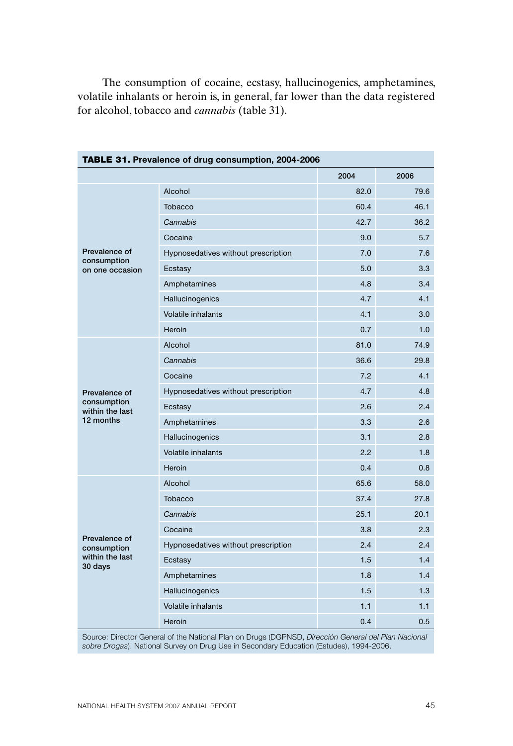The consumption of cocaine, ecstasy, hallucinogenics, amphetamines, volatile inhalants or heroin is, in general, far lower than the data registered for alcohol, tobacco and *cannabis* (table 31).

**TABLE 31. Prevalence of drug consumption, 2004-2006**

| | | 2004 | 2006 |
|---|---|---|---|
| Prevalence of consumption on one occasion | Alcohol | 82.0 | 79.6 |
| | Tobacco | 60.4 | 46.1 |
| | *Cannabis* | 42.7 | 36.2 |
| | Cocaine | 9.0 | 5.7 |
| | Hypnosedatives without prescription | 7.0 | 7.6 |
| | Ecstasy | 5.0 | 3.3 |
| | Amphetamines | 4.8 | 3.4 |
| | Hallucinogenics | 4.7 | 4.1 |
| | Volatile inhalants | 4.1 | 3.0 |
| | Heroin | 0.7 | 1.0 |
| Prevalence of consumption within the last 12 months | Alcohol | 81.0 | 74.9 |
| | *Cannabis* | 36.6 | 29.8 |
| | Cocaine | 7.2 | 4.1 |
| | Hypnosedatives without prescription | 4.7 | 4.8 |
| | Ecstasy | 2.6 | 2.4 |
| | Amphetamines | 3.3 | 2.6 |
| | Hallucinogenics | 3.1 | 2.8 |
| | Volatile inhalants | 2.2 | 1.8 |
| | Heroin | 0.4 | 0.8 |
| Prevalence of consumption within the last 30 days | Alcohol | 65.6 | 58.0 |
| | Tobacco | 37.4 | 27.8 |
| | *Cannabis* | 25.1 | 20.1 |
| | Cocaine | 3.8 | 2.3 |
| | Hypnosedatives without prescription | 2.4 | 2.4 |
| | Ecstasy | 1.5 | 1.4 |
| | Amphetamines | 1.8 | 1.4 |
| | Hallucinogenics | 1.5 | 1.3 |
| | Volatile inhalants | 1.1 | 1.1 |
| | Heroin | 0.4 | 0.5 |

Source: Director General of the National Plan on Drugs (DGPNSD, *Dirección General del Plan Nacional sobre Drogas*). National Survey on Drug Use in Secondary Education (Estudes), 1994-2006.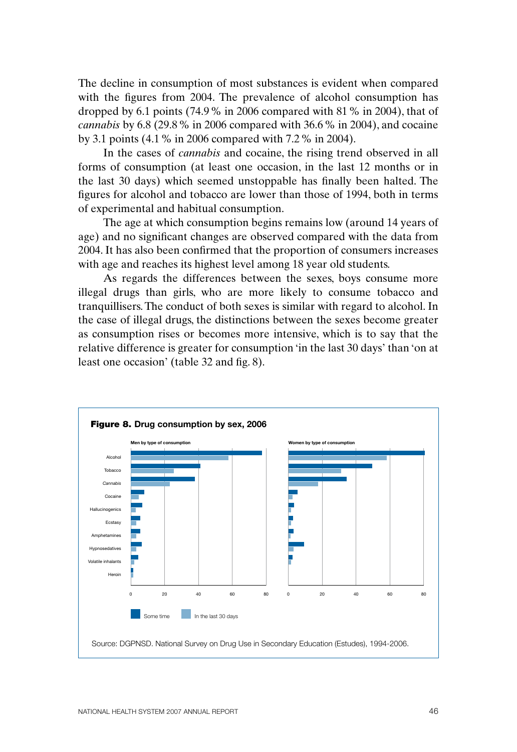The decline in consumption of most substances is evident when compared with the figures from 2004. The prevalence of alcohol consumption has dropped by 6.1 points (74.9 % in 2006 compared with 81 % in 2004), that of *cannabis* by 6.8 (29.8 % in 2006 compared with 36.6 % in 2004), and cocaine by 3.1 points (4.1 % in 2006 compared with 7.2 % in 2004).

In the cases of *cannabis* and cocaine, the rising trend observed in all forms of consumption (at least one occasion, in the last 12 months or in the last 30 days) which seemed unstoppable has finally been halted. The figures for alcohol and tobacco are lower than those of 1994, both in terms of experimental and habitual consumption.

The age at which consumption begins remains low (around 14 years of age) and no significant changes are observed compared with the data from 2004. It has also been confirmed that the proportion of consumers increases with age and reaches its highest level among 18 year old students.

As regards the differences between the sexes, boys consume more illegal drugs than girls, who are more likely to consume tobacco and tranquillisers. The conduct of both sexes is similar with regard to alcohol. In the case of illegal drugs, the distinctions between the sexes become greater as consumption rises or becomes more intensive, which is to say that the relative difference is greater for consumption 'in the last 30 days' than 'on at least one occasion' (table 32 and fig. 8).

**Figure 8.** Drug consumption by sex, 2006

Source: DGPNSD. National Survey on Drug Use in Secondary Education (Estudes), 1994-2006.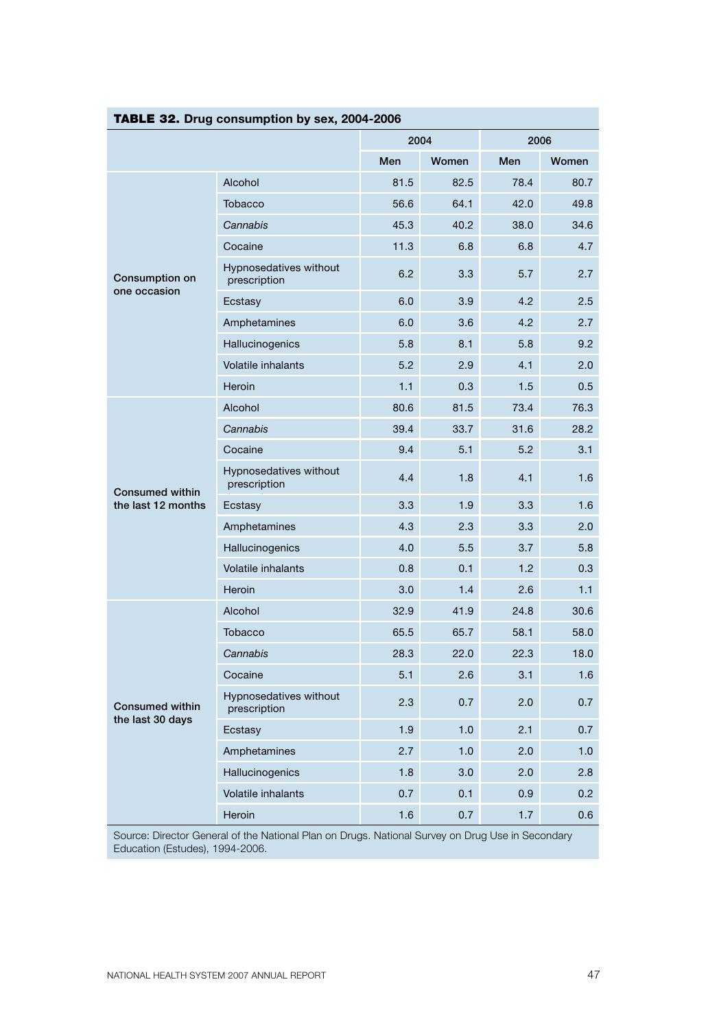**TABLE 32.** Drug consumption by sex, 2004-2006

| | | 2004 | | 2006 | |
|---|---|---|---|---|---|
| | | Men | Women | Men | Women |
| Consumption on one occasion | Alcohol | 81.5 | 82.5 | 78.4 | 80.7 |
| | Tobacco | 56.6 | 64.1 | 42.0 | 49.8 |
| | *Cannabis* | 45.3 | 40.2 | 38.0 | 34.6 |
| | Cocaine | 11.3 | 6.8 | 6.8 | 4.7 |
| | Hypnosedatives without prescription | 6.2 | 3.3 | 5.7 | 2.7 |
| | Ecstasy | 6.0 | 3.9 | 4.2 | 2.5 |
| | Amphetamines | 6.0 | 3.6 | 4.2 | 2.7 |
| | Hallucinogenics | 5.8 | 8.1 | 5.8 | 9.2 |
| | Volatile inhalants | 5.2 | 2.9 | 4.1 | 2.0 |
| | Heroin | 1.1 | 0.3 | 1.5 | 0.5 |
| Consumed within the last 12 months | Alcohol | 80.6 | 81.5 | 73.4 | 76.3 |
| | *Cannabis* | 39.4 | 33.7 | 31.6 | 28.2 |
| | Cocaine | 9.4 | 5.1 | 5.2 | 3.1 |
| | Hypnosedatives without prescription | 4.4 | 1.8 | 4.1 | 1.6 |
| | Ecstasy | 3.3 | 1.9 | 3.3 | 1.6 |
| | Amphetamines | 4.3 | 2.3 | 3.3 | 2.0 |
| | Hallucinogenics | 4.0 | 5.5 | 3.7 | 5.8 |
| | Volatile inhalants | 0.8 | 0.1 | 1.2 | 0.3 |
| | Heroin | 3.0 | 1.4 | 2.6 | 1.1 |
| Consumed within the last 30 days | Alcohol | 32.9 | 41.9 | 24.8 | 30.6 |
| | Tobacco | 65.5 | 65.7 | 58.1 | 58.0 |
| | *Cannabis* | 28.3 | 22.0 | 22.3 | 18.0 |
| | Cocaine | 5.1 | 2.6 | 3.1 | 1.6 |
| | Hypnosedatives without prescription | 2.3 | 0.7 | 2.0 | 0.7 |
| | Ecstasy | 1.9 | 1.0 | 2.1 | 0.7 |
| | Amphetamines | 2.7 | 1.0 | 2.0 | 1.0 |
| | Hallucinogenics | 1.8 | 3.0 | 2.0 | 2.8 |
| | Volatile inhalants | 0.7 | 0.1 | 0.9 | 0.2 |
| | Heroin | 1.6 | 0.7 | 1.7 | 0.6 |

Source: Director General of the National Plan on Drugs. National Survey on Drug Use in Secondary Education (Estudes), 1994-2006.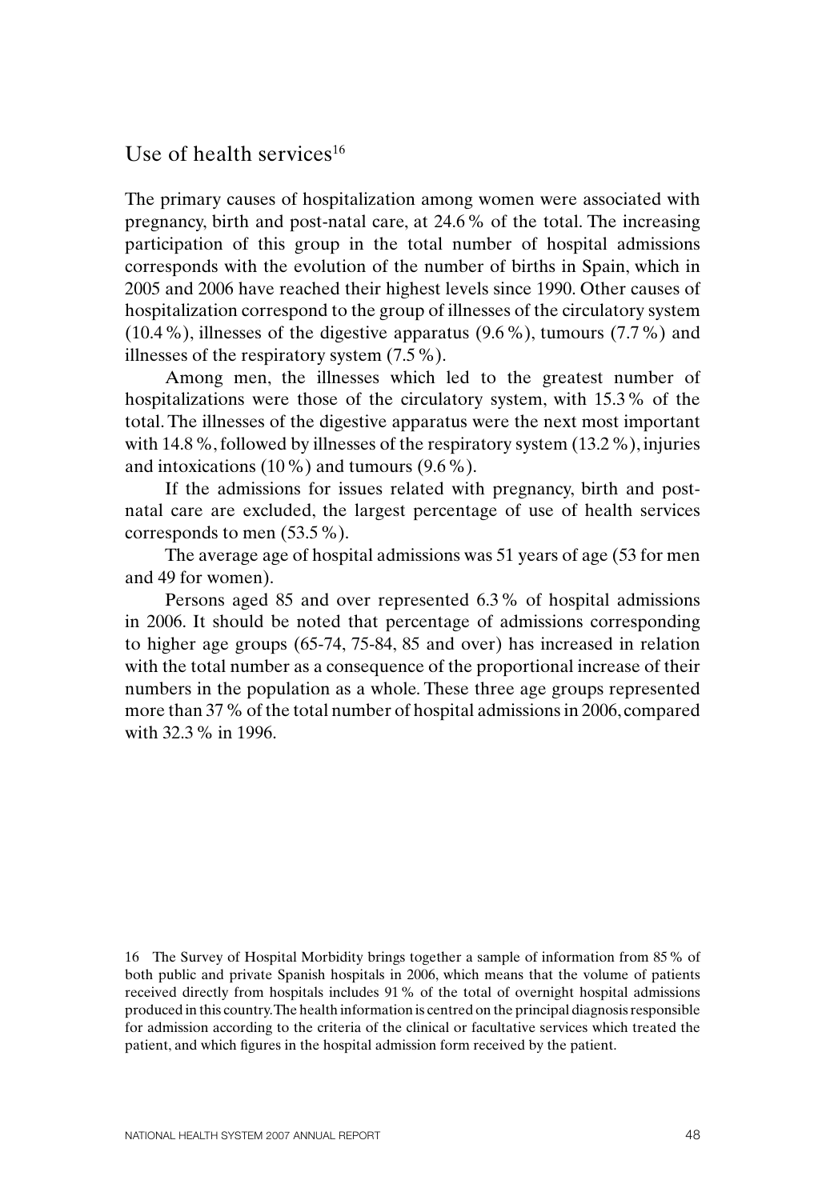## Use of health services[16]

The primary causes of hospitalization among women were associated with pregnancy, birth and post-natal care, at 24.6 % of the total. The increasing participation of this group in the total number of hospital admissions corresponds with the evolution of the number of births in Spain, which in 2005 and 2006 have reached their highest levels since 1990. Other causes of hospitalization correspond to the group of illnesses of the circulatory system (10.4 %), illnesses of the digestive apparatus (9.6 %), tumours (7.7 %) and illnesses of the respiratory system (7.5 %).

Among men, the illnesses which led to the greatest number of hospitalizations were those of the circulatory system, with 15.3 % of the total. The illnesses of the digestive apparatus were the next most important with 14.8 %, followed by illnesses of the respiratory system (13.2 %), injuries and intoxications (10 %) and tumours (9.6 %).

If the admissions for issues related with pregnancy, birth and post-natal care are excluded, the largest percentage of use of health services corresponds to men (53.5 %).

The average age of hospital admissions was 51 years of age (53 for men and 49 for women).

Persons aged 85 and over represented 6.3 % of hospital admissions in 2006. It should be noted that percentage of admissions corresponding to higher age groups (65-74, 75-84, 85 and over) has increased in relation with the total number as a consequence of the proportional increase of their numbers in the population as a whole. These three age groups represented more than 37 % of the total number of hospital admissions in 2006, compared with 32.3 % in 1996.

16 The Survey of Hospital Morbidity brings together a sample of information from 85 % of both public and private Spanish hospitals in 2006, which means that the volume of patients received directly from hospitals includes 91 % of the total of overnight hospital admissions produced in this country. The health information is centred on the principal diagnosis responsible for admission according to the criteria of the clinical or facultative services which treated the patient, and which figures in the hospital admission form received by the patient.